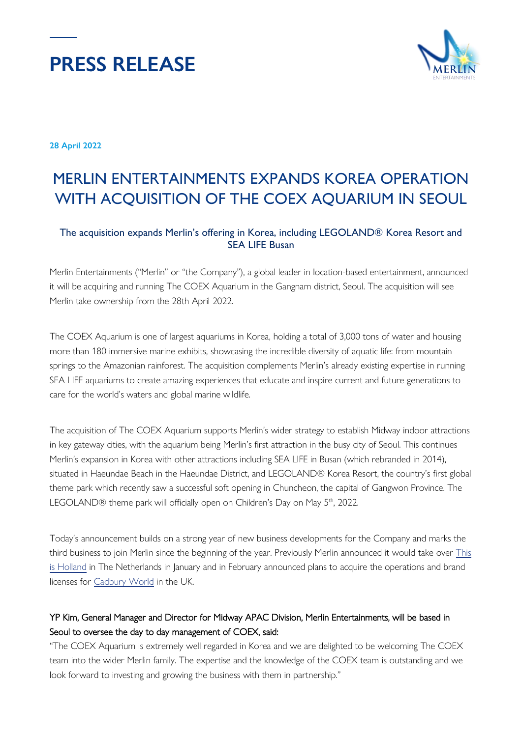# PRESS RELEASE

**28 April 2022**

## MERLIN ENTERTAINMENTS EXPANDS KOREA OPERATION WITH ACQUISITION OF THE COEX AQUARIUM IN SEOUL

### The acquisition expands Merlin's offering in Korea, including LEGOLAND® Korea Resort and SEA LIFE Busan

Merlin Entertainments ("Merlin" or "the Company"), a global leader in location-based entertainment, announced it will be acquiring and running The COEX Aquarium in the Gangnam district, Seoul. The acquisition will see Merlin take ownership from the 28th April 2022.

The COEX Aquarium is one of largest aquariums in Korea, holding a total of 3,000 tons of water and housing more than 180 immersive marine exhibits, showcasing the incredible diversity of aquatic life: from mountain springs to the Amazonian rainforest. The acquisition complements Merlin's already existing expertise in running SEA LIFE aquariums to create amazing experiences that educate and inspire current and future generations to care for the world's waters and global marine wildlife.

The acquisition of The COEX Aquarium supports Merlin's wider strategy to establish Midway indoor attractions in key gateway cities, with the aquarium being Merlin's first attraction in the busy city of Seoul. This continues Merlin's expansion in Korea with other attractions including SEA LIFE in Busan (which rebranded in 2014), situated in Haeundae Beach in the Haeundae District, and LEGOLAND® Korea Resort, the country's first global theme park which recently saw a successful soft opening in Chuncheon, the capital of Gangwon Province. The LEGOLAND® theme park will officially open on Children's Day on May 5th, 2022.

Today's announcement builds on a strong year of new business developments for the Company and marks the third business to join Merlin since the beginning of the year. Previously Merlin announced it would take over This is Holland in The Netherlands in January and in February announced plans to acquire the operations and brand licenses for Cadbury World in the UK.

YP Kim, General Manager and Director for Midway APAC Division, Merlin Entertainments, will be based in Seoul to oversee the day to day management of COEX, said:

"The COEX Aquarium is extremely well regarded in Korea and we are delighted to be welcoming The COEX team into the wider Merlin family. The expertise and the knowledge of the COEX team is outstanding and we look forward to investing and growing the business with them in partnership."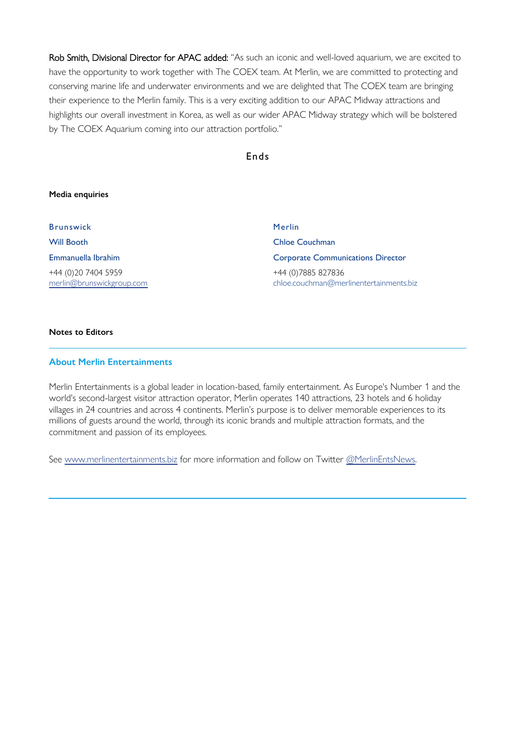**Rob Smith, Divisional Director for APAC added:** "As such an iconic and well-loved aquarium, we are excited to have the opportunity to work together with The COEX team. At Merlin, we are committed to protecting and conserving marine life and underwater environments and we are delighted that The COEX team are bringing their experience to the Merlin family. This is a very exciting addition to our APAC Midway attractions and highlights our overall investment in Korea, as well as our wider APAC Midway strategy which will be bolstered by The COEX Aquarium coming into our attraction portfolio."

Ends

**Media enquiries**

Brunswick
Will Booth
Emmanuella Ibrahim
+44 (0)20 7404 5959
merlin@brunswickgroup.com

Merlin
Chloe Couchman
Corporate Communications Director
+44 (0)7885 827836
chloe.couchman@merlinentertainments.biz

**Notes to Editors**

## About Merlin Entertainments

Merlin Entertainments is a global leader in location-based, family entertainment. As Europe's Number 1 and the world's second-largest visitor attraction operator, Merlin operates 140 attractions, 23 hotels and 6 holiday villages in 24 countries and across 4 continents. Merlin's purpose is to deliver memorable experiences to its millions of guests around the world, through its iconic brands and multiple attraction formats, and the commitment and passion of its employees.

See www.merlinentertainments.biz for more information and follow on Twitter @MerlinEntsNews.